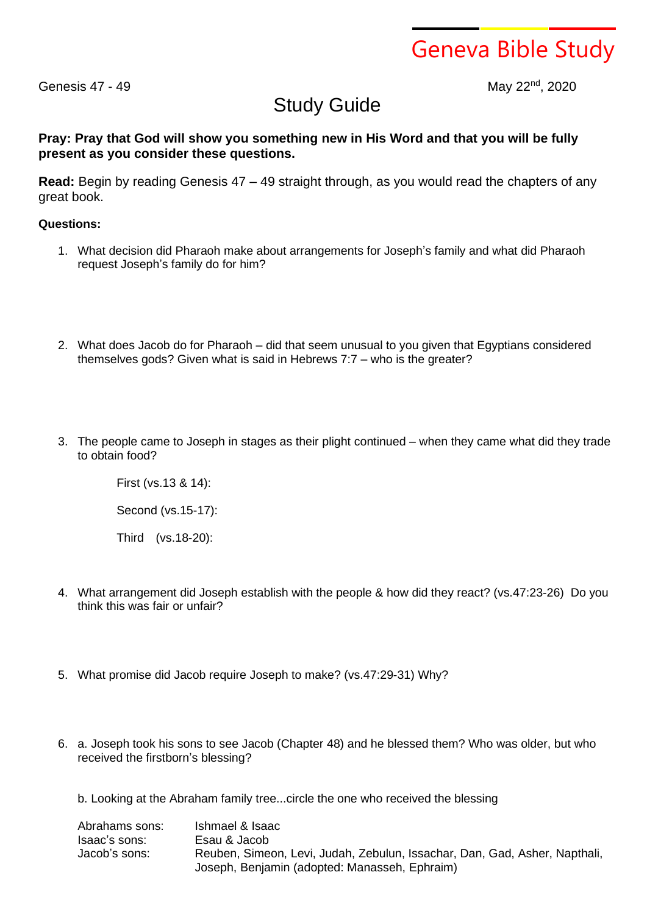# Geneva Bible Study

Genesis 47 - 49

May 22nd, 2020

## Study Guide

**Pray: Pray that God will show you something new in His Word and that you will be fully present as you consider these questions.**

**Read:** Begin by reading Genesis 47 – 49 straight through, as you would read the chapters of any great book.

**Questions:**

1. What decision did Pharaoh make about arrangements for Joseph's family and what did Pharaoh request Joseph's family do for him?

2. What does Jacob do for Pharaoh – did that seem unusual to you given that Egyptians considered themselves gods? Given what is said in Hebrews 7:7 – who is the greater?

3. The people came to Joseph in stages as their plight continued – when they came what did they trade to obtain food?

   First (vs.13 & 14):

   Second (vs.15-17):

   Third (vs.18-20):

4. What arrangement did Joseph establish with the people & how did they react? (vs.47:23-26) Do you think this was fair or unfair?

5. What promise did Jacob require Joseph to make? (vs.47:29-31) Why?

6. a. Joseph took his sons to see Jacob (Chapter 48) and he blessed them? Who was older, but who received the firstborn's blessing?

   b. Looking at the Abraham family tree...circle the one who received the blessing

| | |
|---|---|
| Abrahams sons: | Ishmael & Isaac |
| Isaac's sons: | Esau & Jacob |
| Jacob's sons: | Reuben, Simeon, Levi, Judah, Zebulun, Issachar, Dan, Gad, Asher, Napthali, Joseph, Benjamin (adopted: Manasseh, Ephraim) |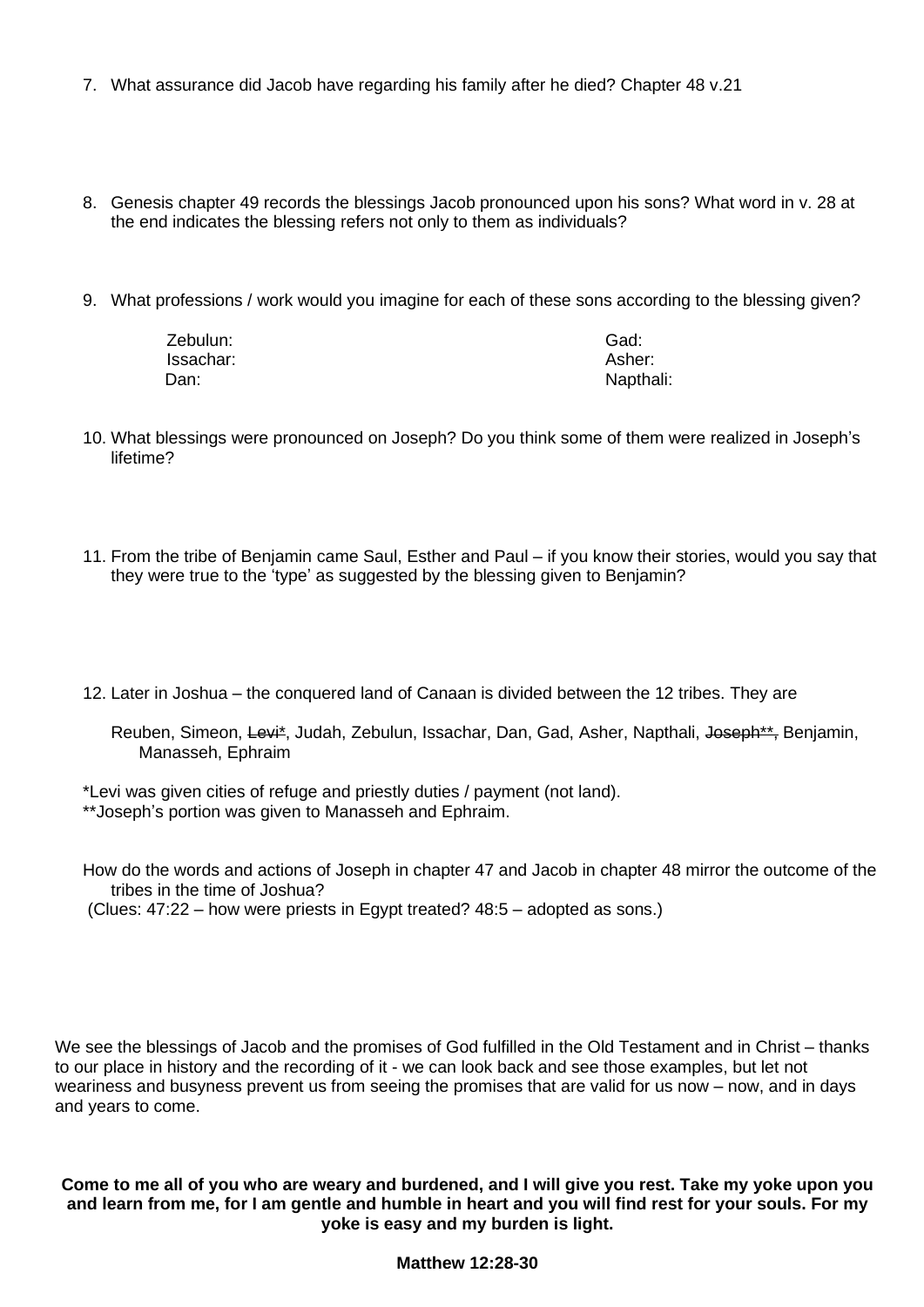7. What assurance did Jacob have regarding his family after he died? Chapter 48 v.21

8. Genesis chapter 49 records the blessings Jacob pronounced upon his sons? What word in v. 28 at the end indicates the blessing refers not only to them as individuals?

9. What professions / work would you imagine for each of these sons according to the blessing given?

   Zebulun:
   Issachar:
   Dan:
   Gad:
   Asher:
   Napthali:

10. What blessings were pronounced on Joseph? Do you think some of them were realized in Joseph's lifetime?

11. From the tribe of Benjamin came Saul, Esther and Paul – if you know their stories, would you say that they were true to the 'type' as suggested by the blessing given to Benjamin?

12. Later in Joshua – the conquered land of Canaan is divided between the 12 tribes. They are

    Reuben, Simeon, ~~Levi*~~, Judah, Zebulun, Issachar, Dan, Gad, Asher, Napthali, ~~Joseph**~~, Benjamin, Manasseh, Ephraim

*Levi was given cities of refuge and priestly duties / payment (not land).
**Joseph's portion was given to Manasseh and Ephraim.

How do the words and actions of Joseph in chapter 47 and Jacob in chapter 48 mirror the outcome of the tribes in the time of Joshua?
(Clues: 47:22 – how were priests in Egypt treated? 48:5 – adopted as sons.)

We see the blessings of Jacob and the promises of God fulfilled in the Old Testament and in Christ – thanks to our place in history and the recording of it - we can look back and see those examples, but let not weariness and busyness prevent us from seeing the promises that are valid for us now – now, and in days and years to come.

**Come to me all of you who are weary and burdened, and I will give you rest. Take my yoke upon you and learn from me, for I am gentle and humble in heart and you will find rest for your souls. For my yoke is easy and my burden is light.**

**Matthew 12:28-30**